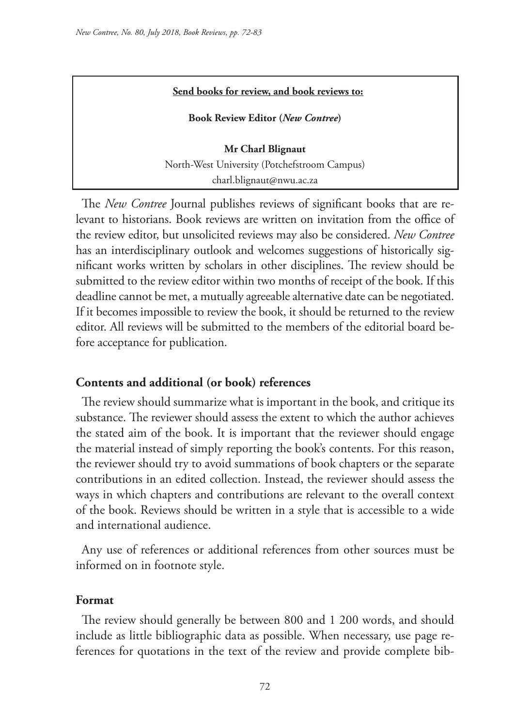**Send books for review, and book reviews to:**

**Book Review Editor (*New Contree*)**

**Mr Charl Blignaut**
North-West University (Potchefstroom Campus)
charl.blignaut@nwu.ac.za

The *New Contree* Journal publishes reviews of significant books that are relevant to historians. Book reviews are written on invitation from the office of the review editor, but unsolicited reviews may also be considered. *New Contree* has an interdisciplinary outlook and welcomes suggestions of historically significant works written by scholars in other disciplines. The review should be submitted to the review editor within two months of receipt of the book. If this deadline cannot be met, a mutually agreeable alternative date can be negotiated. If it becomes impossible to review the book, it should be returned to the review editor. All reviews will be submitted to the members of the editorial board before acceptance for publication.

## Contents and additional (or book) references

The review should summarize what is important in the book, and critique its substance. The reviewer should assess the extent to which the author achieves the stated aim of the book. It is important that the reviewer should engage the material instead of simply reporting the book's contents. For this reason, the reviewer should try to avoid summations of book chapters or the separate contributions in an edited collection. Instead, the reviewer should assess the ways in which chapters and contributions are relevant to the overall context of the book. Reviews should be written in a style that is accessible to a wide and international audience.

Any use of references or additional references from other sources must be informed on in footnote style.

## Format

The review should generally be between 800 and 1 200 words, and should include as little bibliographic data as possible. When necessary, use page references for quotations in the text of the review and provide complete bib-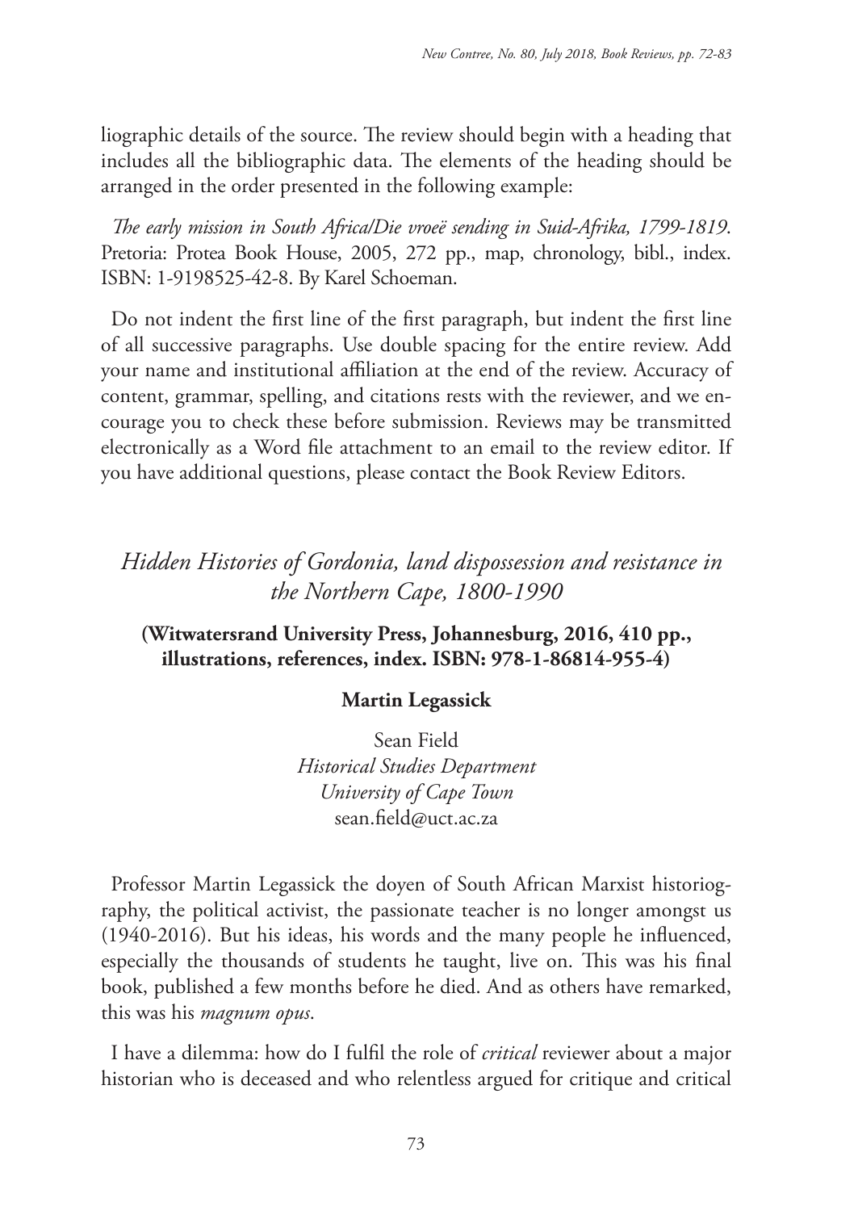liographic details of the source. The review should begin with a heading that includes all the bibliographic data. The elements of the heading should be arranged in the order presented in the following example:

*The early mission in South Africa/Die vroeë sending in Suid-Afrika, 1799-1819*. Pretoria: Protea Book House, 2005, 272 pp., map, chronology, bibl., index. ISBN: 1-9198525-42-8. By Karel Schoeman.

Do not indent the first line of the first paragraph, but indent the first line of all successive paragraphs. Use double spacing for the entire review. Add your name and institutional affiliation at the end of the review. Accuracy of content, grammar, spelling, and citations rests with the reviewer, and we encourage you to check these before submission. Reviews may be transmitted electronically as a Word file attachment to an email to the review editor. If you have additional questions, please contact the Book Review Editors.

## *Hidden Histories of Gordonia, land dispossession and resistance in the Northern Cape, 1800-1990*

**(Witwatersrand University Press, Johannesburg, 2016, 410 pp., illustrations, references, index. ISBN: 978-1-86814-955-4)**

**Martin Legassick**

Sean Field
*Historical Studies Department*
*University of Cape Town*
sean.field@uct.ac.za

Professor Martin Legassick the doyen of South African Marxist historiography, the political activist, the passionate teacher is no longer amongst us (1940-2016). But his ideas, his words and the many people he influenced, especially the thousands of students he taught, live on. This was his final book, published a few months before he died. And as others have remarked, this was his *magnum opus*.

I have a dilemma: how do I fulfil the role of *critical* reviewer about a major historian who is deceased and who relentless argued for critique and critical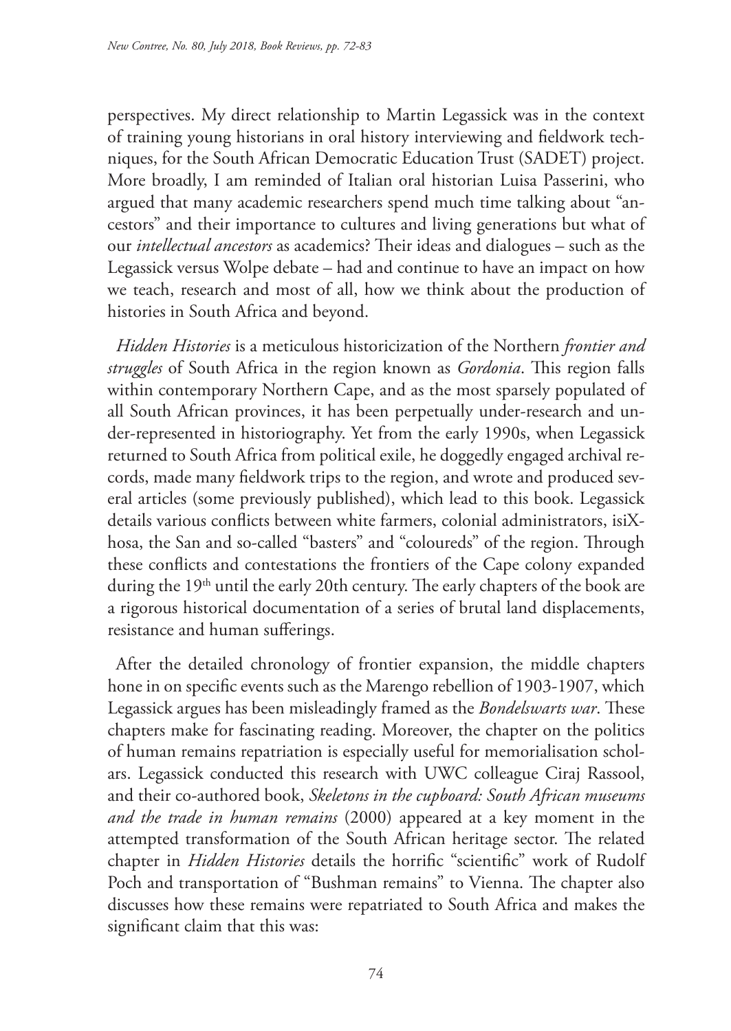perspectives. My direct relationship to Martin Legassick was in the context of training young historians in oral history interviewing and fieldwork techniques, for the South African Democratic Education Trust (SADET) project. More broadly, I am reminded of Italian oral historian Luisa Passerini, who argued that many academic researchers spend much time talking about "ancestors" and their importance to cultures and living generations but what of our *intellectual ancestors* as academics? Their ideas and dialogues – such as the Legassick versus Wolpe debate – had and continue to have an impact on how we teach, research and most of all, how we think about the production of histories in South Africa and beyond.

*Hidden Histories* is a meticulous historicization of the Northern *frontier and struggles* of South Africa in the region known as *Gordonia*. This region falls within contemporary Northern Cape, and as the most sparsely populated of all South African provinces, it has been perpetually under-research and under-represented in historiography. Yet from the early 1990s, when Legassick returned to South Africa from political exile, he doggedly engaged archival records, made many fieldwork trips to the region, and wrote and produced several articles (some previously published), which lead to this book. Legassick details various conflicts between white farmers, colonial administrators, isiXhosa, the San and so-called "basters" and "coloureds" of the region. Through these conflicts and contestations the frontiers of the Cape colony expanded during the 19th until the early 20th century. The early chapters of the book are a rigorous historical documentation of a series of brutal land displacements, resistance and human sufferings.

After the detailed chronology of frontier expansion, the middle chapters hone in on specific events such as the Marengo rebellion of 1903-1907, which Legassick argues has been misleadingly framed as the *Bondelswarts war*. These chapters make for fascinating reading. Moreover, the chapter on the politics of human remains repatriation is especially useful for memorialisation scholars. Legassick conducted this research with UWC colleague Ciraj Rassool, and their co-authored book, *Skeletons in the cupboard: South African museums and the trade in human remains* (2000) appeared at a key moment in the attempted transformation of the South African heritage sector. The related chapter in *Hidden Histories* details the horrific "scientific" work of Rudolf Poch and transportation of "Bushman remains" to Vienna. The chapter also discusses how these remains were repatriated to South Africa and makes the significant claim that this was: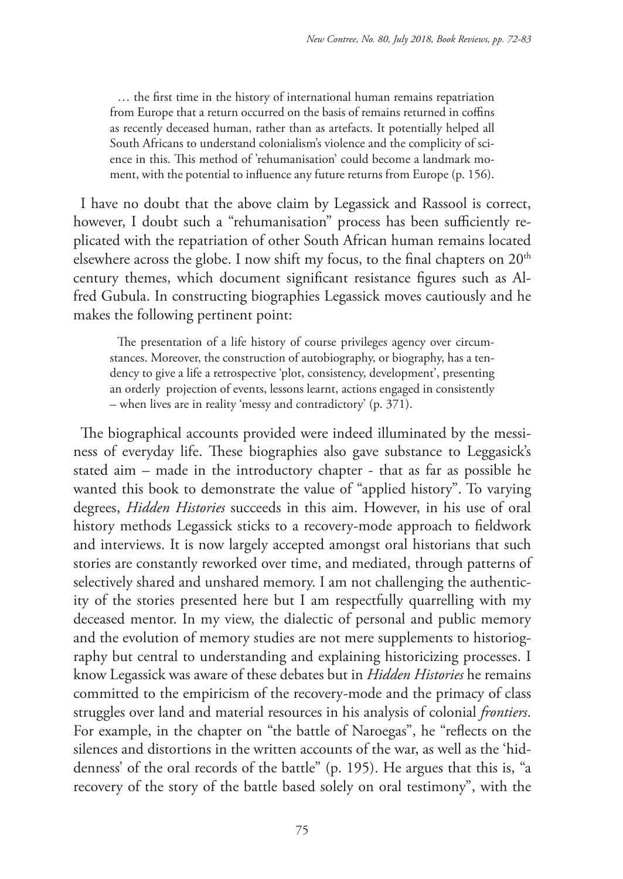> … the first time in the history of international human remains repatriation from Europe that a return occurred on the basis of remains returned in coffins as recently deceased human, rather than as artefacts. It potentially helped all South Africans to understand colonialism's violence and the complicity of science in this. This method of 'rehumanisation' could become a landmark moment, with the potential to influence any future returns from Europe (p. 156).

I have no doubt that the above claim by Legassick and Rassool is correct, however, I doubt such a "rehumanisation" process has been sufficiently replicated with the repatriation of other South African human remains located elsewhere across the globe. I now shift my focus, to the final chapters on 20th century themes, which document significant resistance figures such as Alfred Gubula. In constructing biographies Legassick moves cautiously and he makes the following pertinent point:

> The presentation of a life history of course privileges agency over circumstances. Moreover, the construction of autobiography, or biography, has a tendency to give a life a retrospective 'plot, consistency, development', presenting an orderly projection of events, lessons learnt, actions engaged in consistently – when lives are in reality 'messy and contradictory' (p. 371).

The biographical accounts provided were indeed illuminated by the messiness of everyday life. These biographies also gave substance to Leggasick's stated aim – made in the introductory chapter - that as far as possible he wanted this book to demonstrate the value of "applied history". To varying degrees, *Hidden Histories* succeeds in this aim. However, in his use of oral history methods Legassick sticks to a recovery-mode approach to fieldwork and interviews. It is now largely accepted amongst oral historians that such stories are constantly reworked over time, and mediated, through patterns of selectively shared and unshared memory. I am not challenging the authenticity of the stories presented here but I am respectfully quarrelling with my deceased mentor. In my view, the dialectic of personal and public memory and the evolution of memory studies are not mere supplements to historiography but central to understanding and explaining historicizing processes. I know Legassick was aware of these debates but in *Hidden Histories* he remains committed to the empiricism of the recovery-mode and the primacy of class struggles over land and material resources in his analysis of colonial *frontiers*. For example, in the chapter on "the battle of Naroegas", he "reflects on the silences and distortions in the written accounts of the war, as well as the 'hiddenness' of the oral records of the battle" (p. 195). He argues that this is, "a recovery of the story of the battle based solely on oral testimony", with the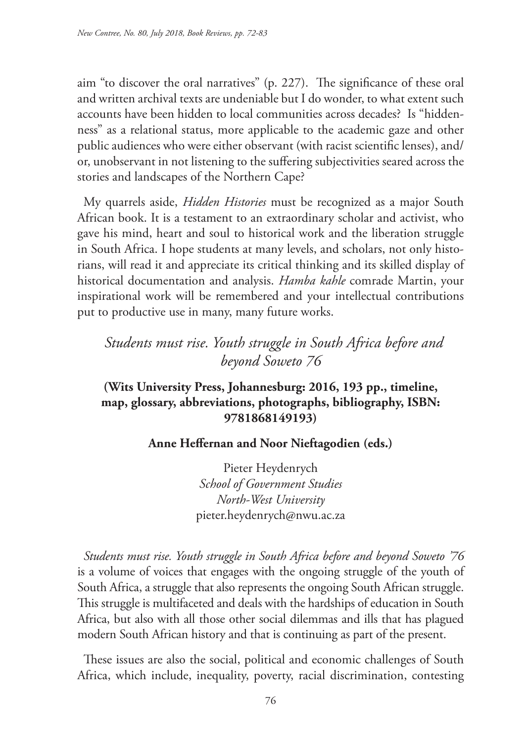aim "to discover the oral narratives" (p. 227). The significance of these oral and written archival texts are undeniable but I do wonder, to what extent such accounts have been hidden to local communities across decades? Is "hiddenness" as a relational status, more applicable to the academic gaze and other public audiences who were either observant (with racist scientific lenses), and/or, unobservant in not listening to the suffering subjectivities seared across the stories and landscapes of the Northern Cape?

My quarrels aside, *Hidden Histories* must be recognized as a major South African book. It is a testament to an extraordinary scholar and activist, who gave his mind, heart and soul to historical work and the liberation struggle in South Africa. I hope students at many levels, and scholars, not only historians, will read it and appreciate its critical thinking and its skilled display of historical documentation and analysis. *Hamba kahle* comrade Martin, your inspirational work will be remembered and your intellectual contributions put to productive use in many, many future works.

## *Students must rise. Youth struggle in South Africa before and beyond Soweto 76*

**(Wits University Press, Johannesburg: 2016, 193 pp., timeline, map, glossary, abbreviations, photographs, bibliography, ISBN: 9781868149193)**

**Anne Heffernan and Noor Nieftagodien (eds.)**

Pieter Heydenrych
*School of Government Studies*
*North-West University*
pieter.heydenrych@nwu.ac.za

*Students must rise. Youth struggle in South Africa before and beyond Soweto '76* is a volume of voices that engages with the ongoing struggle of the youth of South Africa, a struggle that also represents the ongoing South African struggle. This struggle is multifaceted and deals with the hardships of education in South Africa, but also with all those other social dilemmas and ills that has plagued modern South African history and that is continuing as part of the present.

These issues are also the social, political and economic challenges of South Africa, which include, inequality, poverty, racial discrimination, contesting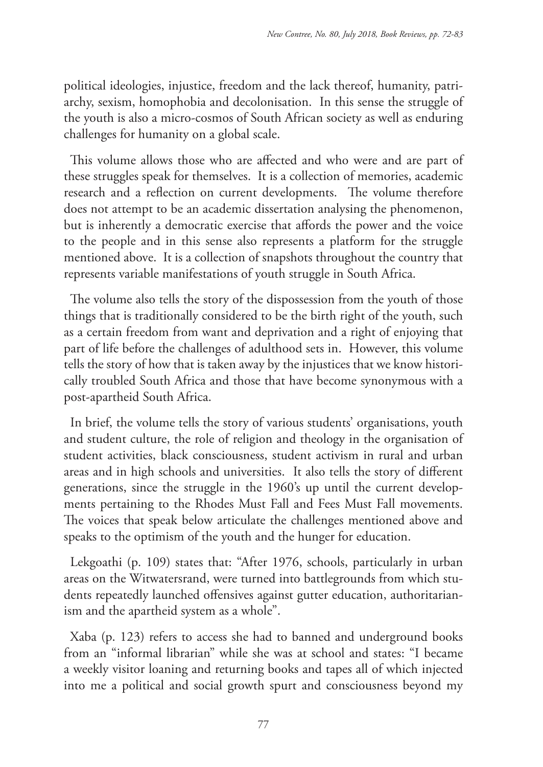political ideologies, injustice, freedom and the lack thereof, humanity, patriarchy, sexism, homophobia and decolonisation. In this sense the struggle of the youth is also a micro-cosmos of South African society as well as enduring challenges for humanity on a global scale.

This volume allows those who are affected and who were and are part of these struggles speak for themselves. It is a collection of memories, academic research and a reflection on current developments. The volume therefore does not attempt to be an academic dissertation analysing the phenomenon, but is inherently a democratic exercise that affords the power and the voice to the people and in this sense also represents a platform for the struggle mentioned above. It is a collection of snapshots throughout the country that represents variable manifestations of youth struggle in South Africa.

The volume also tells the story of the dispossession from the youth of those things that is traditionally considered to be the birth right of the youth, such as a certain freedom from want and deprivation and a right of enjoying that part of life before the challenges of adulthood sets in. However, this volume tells the story of how that is taken away by the injustices that we know historically troubled South Africa and those that have become synonymous with a post-apartheid South Africa.

In brief, the volume tells the story of various students' organisations, youth and student culture, the role of religion and theology in the organisation of student activities, black consciousness, student activism in rural and urban areas and in high schools and universities. It also tells the story of different generations, since the struggle in the 1960's up until the current developments pertaining to the Rhodes Must Fall and Fees Must Fall movements. The voices that speak below articulate the challenges mentioned above and speaks to the optimism of the youth and the hunger for education.

Lekgoathi (p. 109) states that: "After 1976, schools, particularly in urban areas on the Witwatersrand, were turned into battlegrounds from which students repeatedly launched offensives against gutter education, authoritarianism and the apartheid system as a whole".

Xaba (p. 123) refers to access she had to banned and underground books from an "informal librarian" while she was at school and states: "I became a weekly visitor loaning and returning books and tapes all of which injected into me a political and social growth spurt and consciousness beyond my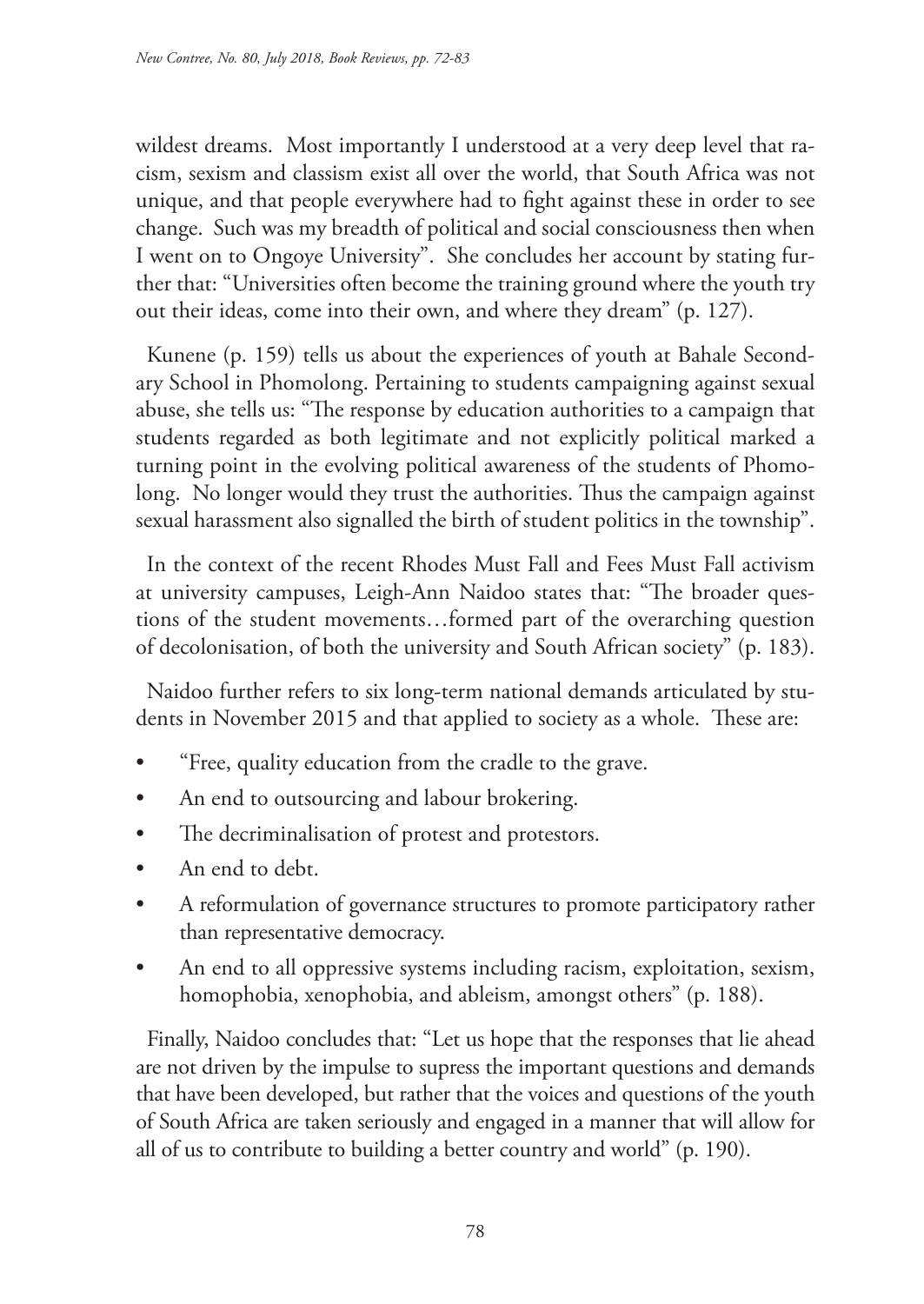wildest dreams. Most importantly I understood at a very deep level that racism, sexism and classism exist all over the world, that South Africa was not unique, and that people everywhere had to fight against these in order to see change. Such was my breadth of political and social consciousness then when I went on to Ongoye University". She concludes her account by stating further that: "Universities often become the training ground where the youth try out their ideas, come into their own, and where they dream" (p. 127).

Kunene (p. 159) tells us about the experiences of youth at Bahale Secondary School in Phomolong. Pertaining to students campaigning against sexual abuse, she tells us: "The response by education authorities to a campaign that students regarded as both legitimate and not explicitly political marked a turning point in the evolving political awareness of the students of Phomolong. No longer would they trust the authorities. Thus the campaign against sexual harassment also signalled the birth of student politics in the township".

In the context of the recent Rhodes Must Fall and Fees Must Fall activism at university campuses, Leigh-Ann Naidoo states that: "The broader questions of the student movements…formed part of the overarching question of decolonisation, of both the university and South African society" (p. 183).

Naidoo further refers to six long-term national demands articulated by students in November 2015 and that applied to society as a whole. These are:

- "Free, quality education from the cradle to the grave.
- An end to outsourcing and labour brokering.
- The decriminalisation of protest and protestors.
- An end to debt.
- A reformulation of governance structures to promote participatory rather than representative democracy.
- An end to all oppressive systems including racism, exploitation, sexism, homophobia, xenophobia, and ableism, amongst others" (p. 188).

Finally, Naidoo concludes that: "Let us hope that the responses that lie ahead are not driven by the impulse to supress the important questions and demands that have been developed, but rather that the voices and questions of the youth of South Africa are taken seriously and engaged in a manner that will allow for all of us to contribute to building a better country and world" (p. 190).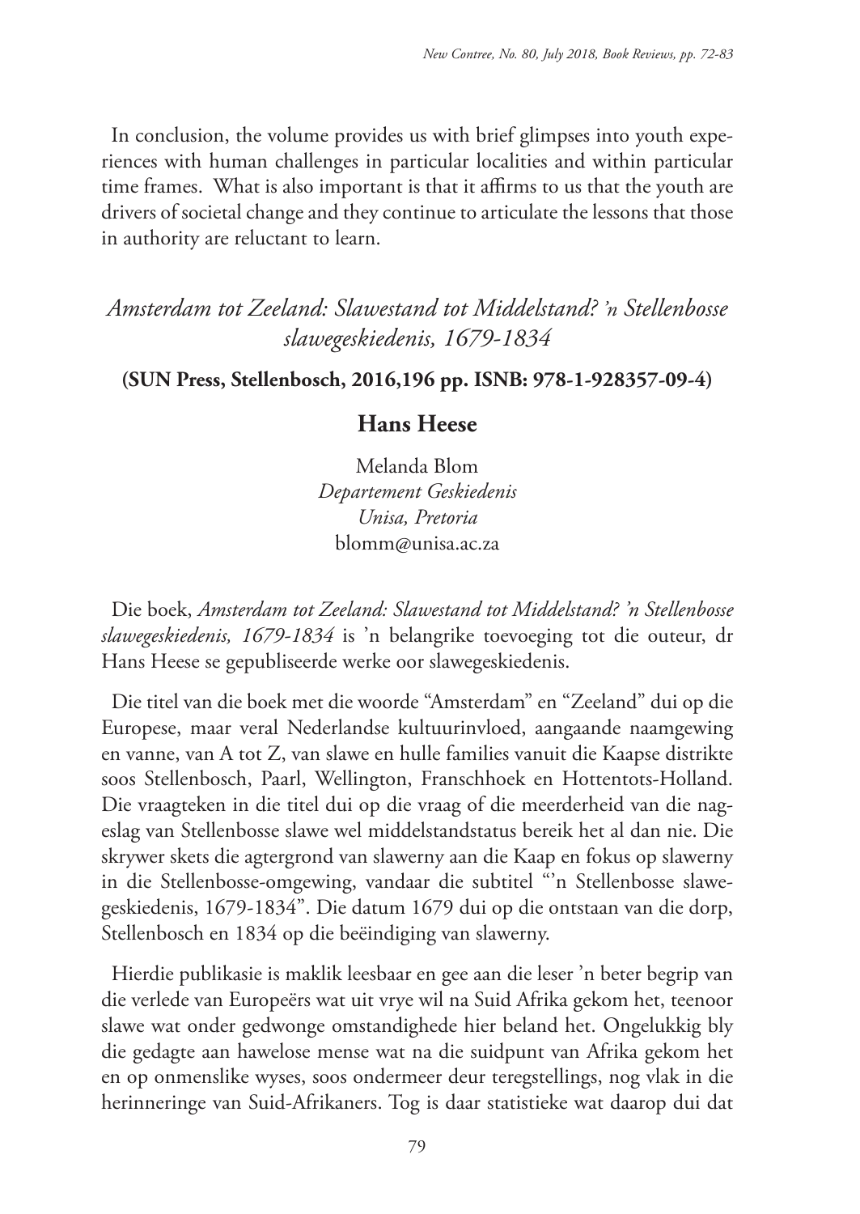In conclusion, the volume provides us with brief glimpses into youth experiences with human challenges in particular localities and within particular time frames. What is also important is that it affirms to us that the youth are drivers of societal change and they continue to articulate the lessons that those in authority are reluctant to learn.

## *Amsterdam tot Zeeland: Slawestand tot Middelstand? 'n Stellenbosse slawegeskiedenis, 1679-1834*

**(SUN Press, Stellenbosch, 2016,196 pp. ISNB: 978-1-928357-09-4)**

### Hans Heese

Melanda Blom
*Departement Geskiedenis*
*Unisa, Pretoria*
blomm@unisa.ac.za

Die boek, *Amsterdam tot Zeeland: Slawestand tot Middelstand? 'n Stellenbosse slawegeskiedenis, 1679-1834* is 'n belangrike toevoeging tot die outeur, dr Hans Heese se gepubliseerde werke oor slawegeskiedenis.

Die titel van die boek met die woorde "Amsterdam" en "Zeeland" dui op die Europese, maar veral Nederlandse kultuurinvloed, aangaande naamgewing en vanne, van A tot Z, van slawe en hulle families vanuit die Kaapse distrikte soos Stellenbosch, Paarl, Wellington, Franschhoek en Hottentots-Holland. Die vraagteken in die titel dui op die vraag of die meerderheid van die nageslag van Stellenbosse slawe wel middelstandstatus bereik het al dan nie. Die skrywer skets die agtergrond van slawerny aan die Kaap en fokus op slawerny in die Stellenbosse-omgewing, vandaar die subtitel "'n Stellenbosse slawegeskiedenis, 1679-1834". Die datum 1679 dui op die ontstaan van die dorp, Stellenbosch en 1834 op die beëindiging van slawerny.

Hierdie publikasie is maklik leesbaar en gee aan die leser 'n beter begrip van die verlede van Europeërs wat uit vrye wil na Suid Afrika gekom het, teenoor slawe wat onder gedwonge omstandighede hier beland het. Ongelukkig bly die gedagte aan hawelose mense wat na die suidpunt van Afrika gekom het en op onmenslike wyses, soos ondermeer deur teregstellings, nog vlak in die herinneringe van Suid-Afrikaners. Tog is daar statistieke wat daarop dui dat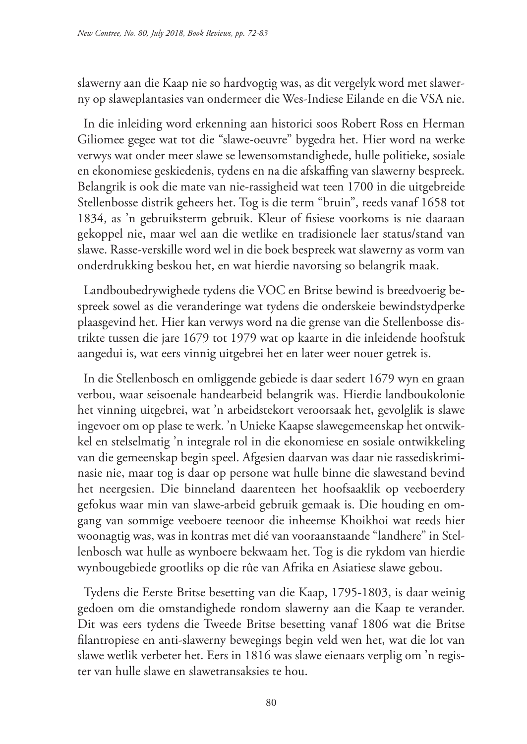slawerny aan die Kaap nie so hardvogtig was, as dit vergelyk word met slawerny op slaweplantasies van ondermeer die Wes-Indiese Eilande en die VSA nie.

In die inleiding word erkenning aan historici soos Robert Ross en Herman Giliomee gegee wat tot die "slawe-oeuvre" bygedra het. Hier word na werke verwys wat onder meer slawe se lewensomstandighede, hulle politieke, sosiale en ekonomiese geskiedenis, tydens en na die afskaffing van slawerny bespreek. Belangrik is ook die mate van nie-rassigheid wat teen 1700 in die uitgebreide Stellenbosse distrik geheers het. Tog is die term "bruin", reeds vanaf 1658 tot 1834, as 'n gebruiksterm gebruik. Kleur of fisiese voorkoms is nie daaraan gekoppel nie, maar wel aan die wetlike en tradisionele laer status/stand van slawe. Rasse-verskille word wel in die boek bespreek wat slawerny as vorm van onderdrukking beskou het, en wat hierdie navorsing so belangrik maak.

Landboubedrywighede tydens die VOC en Britse bewind is breedvoerig bespreek sowel as die veranderinge wat tydens die onderskeie bewindstydperke plaasgevind het. Hier kan verwys word na die grense van die Stellenbosse distrikte tussen die jare 1679 tot 1979 wat op kaarte in die inleidende hoofstuk aangedui is, wat eers vinnig uitgebrei het en later weer nouer getrek is.

In die Stellenbosch en omliggende gebiede is daar sedert 1679 wyn en graan verbou, waar seisoenale handearbeid belangrik was. Hierdie landboukolonie het vinning uitgebrei, wat 'n arbeidstekort veroorsaak het, gevolglik is slawe ingevoer om op plase te werk. 'n Unieke Kaapse slawegemeenskap het ontwikkel en stelselmatig 'n integrale rol in die ekonomiese en sosiale ontwikkeling van die gemeenskap begin speel. Afgesien daarvan was daar nie rassediskriminasie nie, maar tog is daar op persone wat hulle binne die slawestand bevind het neergesien. Die binneland daarenteen het hoofsaaklik op veeboerdery gefokus waar min van slawe-arbeid gebruik gemaak is. Die houding en omgang van sommige veeboere teenoor die inheemse Khoikhoi wat reeds hier woonagtig was, was in kontras met dié van vooraanstaande "landhere" in Stellenbosch wat hulle as wynboere bekwaam het. Tog is die rykdom van hierdie wynbougebiede grootliks op die rûe van Afrika en Asiatiese slawe gebou.

Tydens die Eerste Britse besetting van die Kaap, 1795-1803, is daar weinig gedoen om die omstandighede rondom slawerny aan die Kaap te verander. Dit was eers tydens die Tweede Britse besetting vanaf 1806 wat die Britse filantropiese en anti-slawerny bewegings begin veld wen het, wat die lot van slawe wetlik verbeter het. Eers in 1816 was slawe eienaars verplig om 'n register van hulle slawe en slawetransaksies te hou.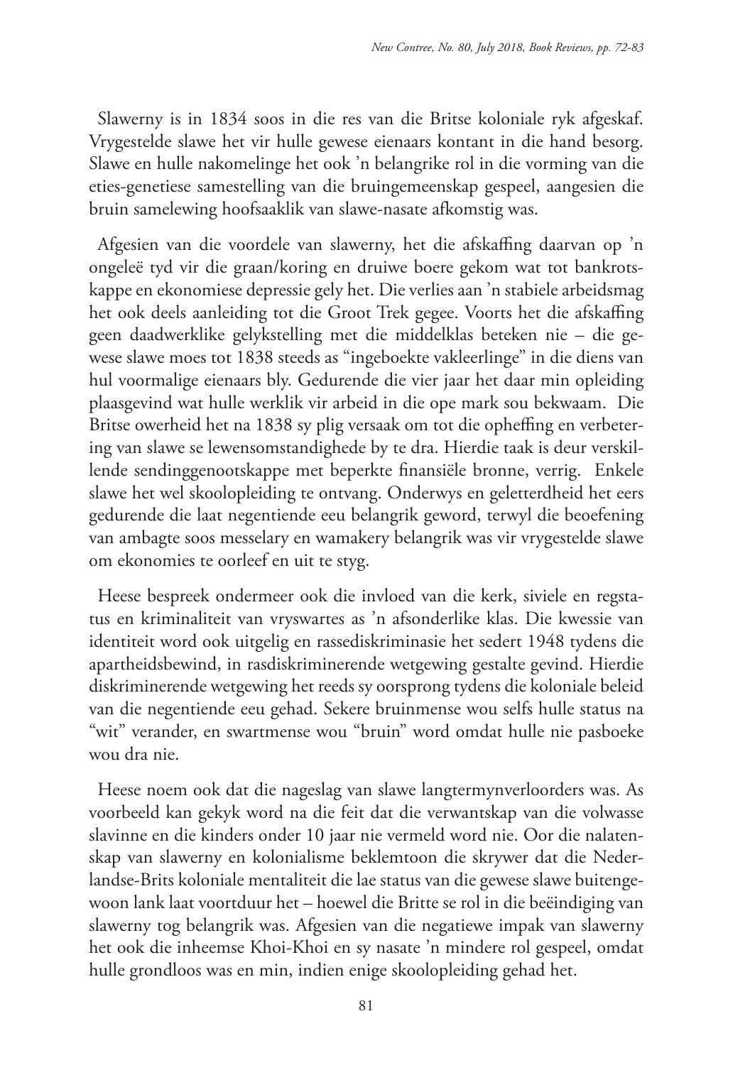Slawerny is in 1834 soos in die res van die Britse koloniale ryk afgeskaf. Vrygestelde slawe het vir hulle gewese eienaars kontant in die hand besorg. Slawe en hulle nakomelinge het ook 'n belangrike rol in die vorming van die eties-genetiese samestelling van die bruingemeenskap gespeel, aangesien die bruin samelewing hoofsaaklik van slawe-nasate afkomstig was.

Afgesien van die voordele van slawerny, het die afskaffing daarvan op 'n ongeleë tyd vir die graan/koring en druiwe boere gekom wat tot bankrotskappe en ekonomiese depressie gely het. Die verlies aan 'n stabiele arbeidsmag het ook deels aanleiding tot die Groot Trek gegee. Voorts het die afskaffing geen daadwerklike gelykstelling met die middelklas beteken nie – die gewese slawe moes tot 1838 steeds as "ingeboekte vakleerlinge" in die diens van hul voormalige eienaars bly. Gedurende die vier jaar het daar min opleiding plaasgevind wat hulle werklik vir arbeid in die ope mark sou bekwaam. Die Britse owerheid het na 1838 sy plig versaak om tot die opheffing en verbetering van slawe se lewensomstandighede by te dra. Hierdie taak is deur verskillende sendinggenootskappe met beperkte finansiële bronne, verrig. Enkele slawe het wel skoolopleiding te ontvang. Onderwys en geletterdheid het eers gedurende die laat negentiende eeu belangrik geword, terwyl die beoefening van ambagte soos messelary en wamakery belangrik was vir vrygestelde slawe om ekonomies te oorleef en uit te styg.

Heese bespreek ondermeer ook die invloed van die kerk, siviele en regstatus en kriminaliteit van vryswartes as 'n afsonderlike klas. Die kwessie van identiteit word ook uitgelig en rassediskriminasie het sedert 1948 tydens die apartheidsbewind, in rasdiskriminerende wetgewing gestalte gevind. Hierdie diskriminerende wetgewing het reeds sy oorsprong tydens die koloniale beleid van die negentiende eeu gehad. Sekere bruinmense wou selfs hulle status na "wit" verander, en swartmense wou "bruin" word omdat hulle nie pasboeke wou dra nie.

Heese noem ook dat die nageslag van slawe langtermynverloorders was. As voorbeeld kan gekyk word na die feit dat die verwantskap van die volwasse slavinne en die kinders onder 10 jaar nie vermeld word nie. Oor die nalatenskap van slawerny en kolonialisme beklemtoon die skrywer dat die Nederlandse-Brits koloniale mentaliteit die lae status van die gewese slawe buitengewoon lank laat voortduur het – hoewel die Britte se rol in die beëindiging van slawerny tog belangrik was. Afgesien van die negatiewe impak van slawerny het ook die inheemse Khoi-Khoi en sy nasate 'n mindere rol gespeel, omdat hulle grondloos was en min, indien enige skoolopleiding gehad het.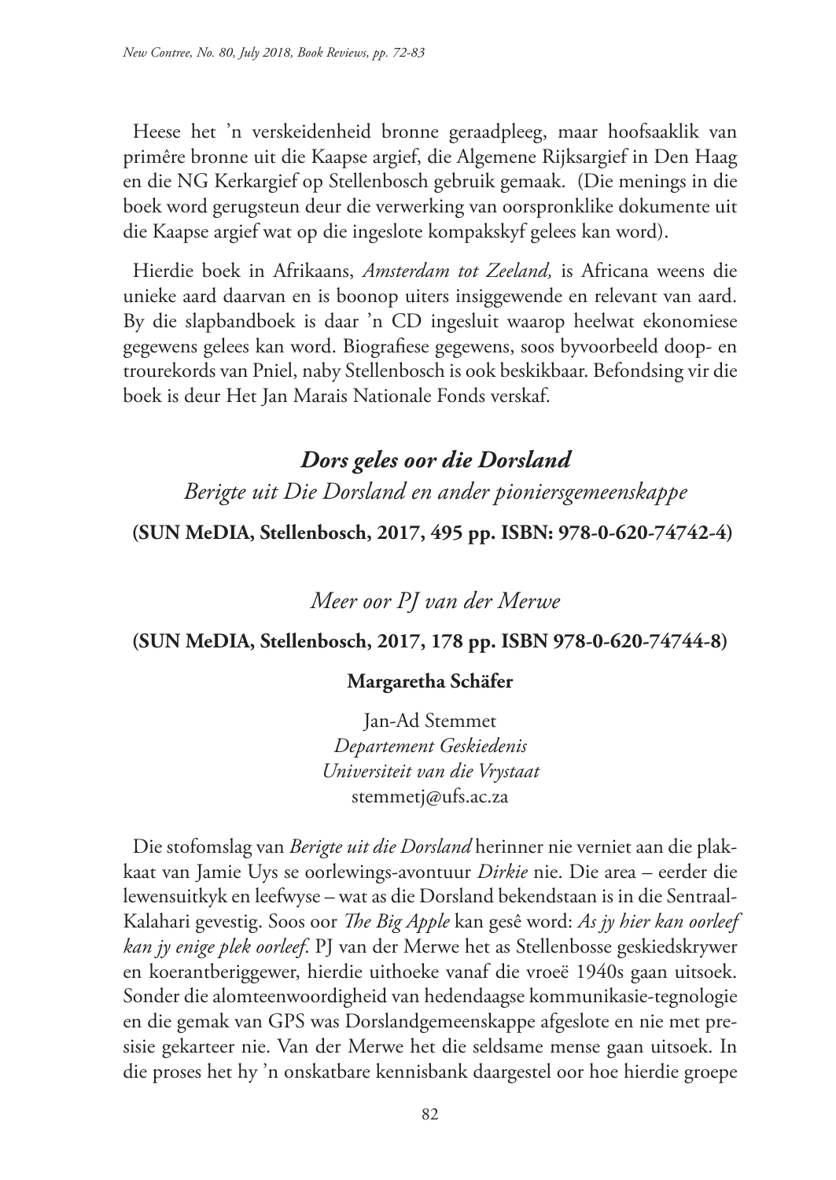Heese het 'n verskeidenheid bronne geraadpleeg, maar hoofsaaklik van primêre bronne uit die Kaapse argief, die Algemene Rijksargief in Den Haag en die NG Kerkargief op Stellenbosch gebruik gemaak. (Die menings in die boek word gerugsteun deur die verwerking van oorspronklike dokumente uit die Kaapse argief wat op die ingeslote kompakskyf gelees kan word).

Hierdie boek in Afrikaans, *Amsterdam tot Zeeland,* is Africana weens die unieke aard daarvan en is boonop uiters insiggewende en relevant van aard. By die slapbandboek is daar 'n CD ingesluit waarop heelwat ekonomiese gegewens gelees kan word. Biografiese gegewens, soos byvoorbeeld doop- en trourekords van Pniel, naby Stellenbosch is ook beskikbaar. Befondsing vir die boek is deur Het Jan Marais Nationale Fonds verskaf.

## *Dors geles oor die Dorsland*

*Berigte uit Die Dorsland en ander pioniersgemeenskappe*

**(SUN MeDIA, Stellenbosch, 2017, 495 pp. ISBN: 978-0-620-74742-4)**

*Meer oor PJ van der Merwe*

**(SUN MeDIA, Stellenbosch, 2017, 178 pp. ISBN 978-0-620-74744-8)**

**Margaretha Schäfer**

Jan-Ad Stemmet
*Departement Geskiedenis*
*Universiteit van die Vrystaat*
stemmetj@ufs.ac.za

Die stofomslag van *Berigte uit die Dorsland* herinner nie verniet aan die plakkaat van Jamie Uys se oorlewings-avontuur *Dirkie* nie. Die area – eerder die lewensuitkyk en leefwyse – wat as die Dorsland bekendstaan is in die Sentraal-Kalahari gevestig. Soos oor *The Big Apple* kan gesê word: *As jy hier kan oorleef kan jy enige plek oorleef*. PJ van der Merwe het as Stellenbosse geskiedskrywer en koerantberiggewer, hierdie uithoeke vanaf die vroeë 1940s gaan uitsoek. Sonder die alomteenwoordigheid van hedendaagse kommunikasie-tegnologie en die gemak van GPS was Dorslandgemeenskappe afgeslote en nie met presisie gekarteer nie. Van der Merwe het die seldsame mense gaan uitsoek. In die proses het hy 'n onskatbare kennisbank daargestel oor hoe hierdie groepe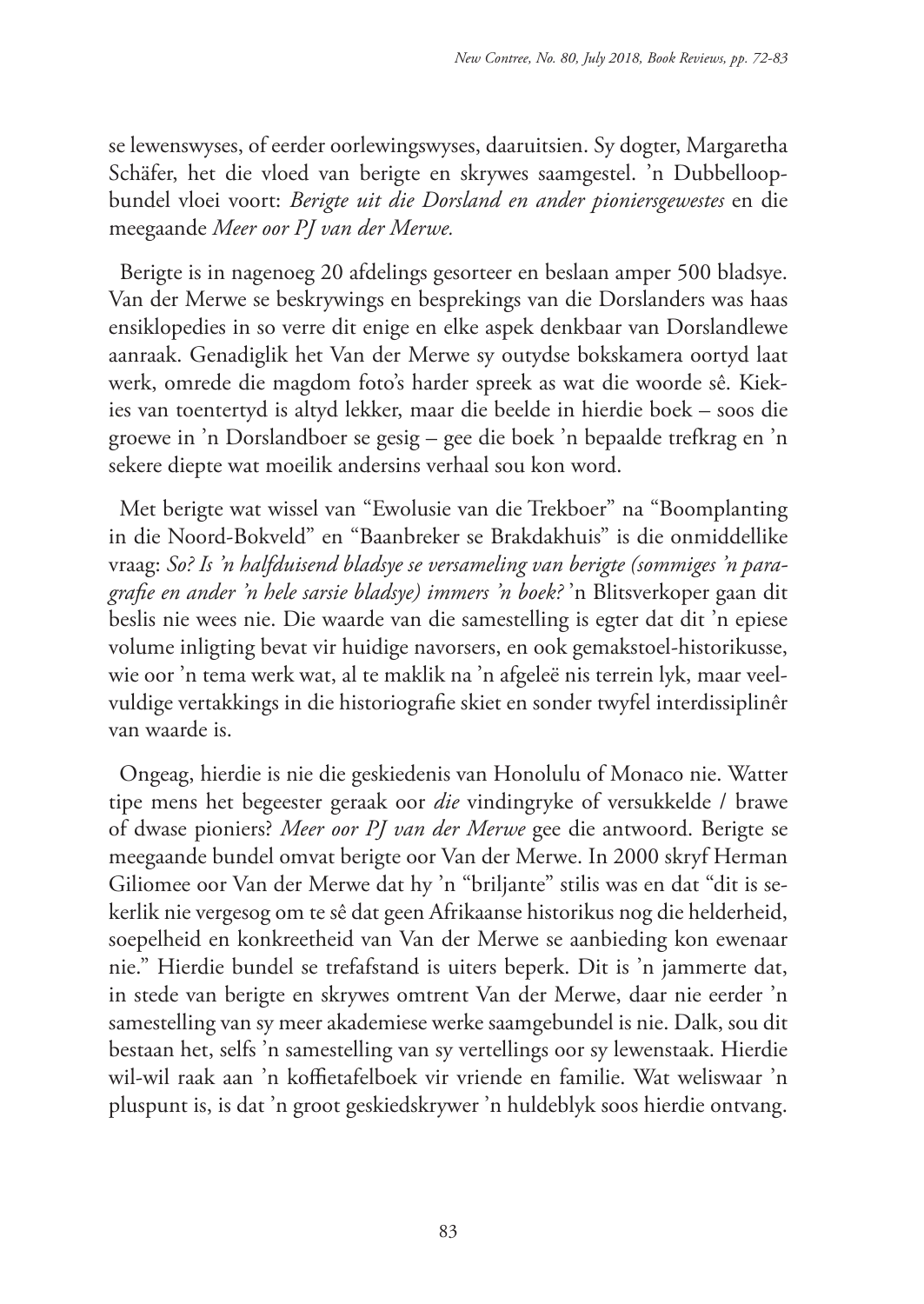se lewenswyses, of eerder oorlewingswyses, daaruitsien. Sy dogter, Margaretha Schäfer, het die vloed van berigte en skrywes saamgestel. 'n Dubbelloopbundel vloei voort: *Berigte uit die Dorsland en ander pioniersgewestes* en die meegaande *Meer oor PJ van der Merwe.*

Berigte is in nagenoeg 20 afdelings gesorteer en beslaan amper 500 bladsye. Van der Merwe se beskrywings en besprekings van die Dorslanders was haas ensiklopedies in so verre dit enige en elke aspek denkbaar van Dorslandlewe aanraak. Genadiglik het Van der Merwe sy outydse bokskamera oortyd laat werk, omrede die magdom foto's harder spreek as wat die woorde sê. Kiekies van toentertyd is altyd lekker, maar die beelde in hierdie boek – soos die groewe in 'n Dorslandboer se gesig – gee die boek 'n bepaalde trefkrag en 'n sekere diepte wat moeilik andersins verhaal sou kon word.

Met berigte wat wissel van "Ewolusie van die Trekboer" na "Boomplanting in die Noord-Bokveld" en "Baanbreker se Brakdakhuis" is die onmiddellike vraag: *So? Is 'n halfduisend bladsye se versameling van berigte (sommiges 'n paragrafie en ander 'n hele sarsie bladsye) immers 'n boek?* 'n Blitsverkoper gaan dit beslis nie wees nie. Die waarde van die samestelling is egter dat dit 'n epiese volume inligting bevat vir huidige navorsers, en ook gemakstoel-historikusse, wie oor 'n tema werk wat, al te maklik na 'n afgeleë nis terrein lyk, maar veelvuldige vertakkings in die historiografie skiet en sonder twyfel interdissiplinêr van waarde is.

Ongeag, hierdie is nie die geskiedenis van Honolulu of Monaco nie. Watter tipe mens het begeester geraak oor *die* vindingryke of versukkelde / brawe of dwase pioniers? *Meer oor PJ van der Merwe* gee die antwoord. Berigte se meegaande bundel omvat berigte oor Van der Merwe. In 2000 skryf Herman Giliomee oor Van der Merwe dat hy 'n "briljante" stilis was en dat "dit is sekerlik nie vergesog om te sê dat geen Afrikaanse historikus nog die helderheid, soepelheid en konkreetheid van Van der Merwe se aanbieding kon ewenaar nie." Hierdie bundel se trefafstand is uiters beperk. Dit is 'n jammerte dat, in stede van berigte en skrywes omtrent Van der Merwe, daar nie eerder 'n samestelling van sy meer akademiese werke saamgebundel is nie. Dalk, sou dit bestaan het, selfs 'n samestelling van sy vertellings oor sy lewenstaak. Hierdie wil-wil raak aan 'n koffietafelboek vir vriende en familie. Wat weliswaar 'n pluspunt is, is dat 'n groot geskiedskrywer 'n huldeblyk soos hierdie ontvang.